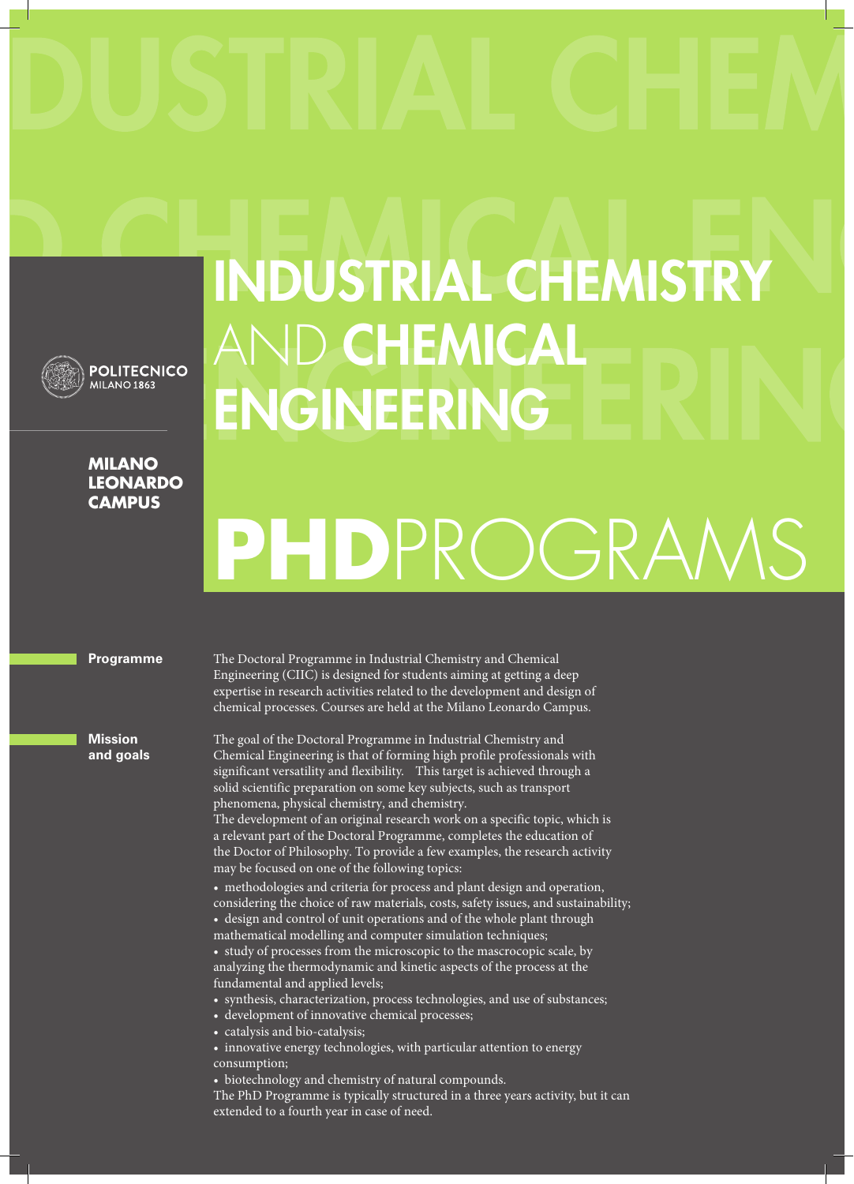# INDUSTRIAL CHEMISTRY AND CHEMICAL ENGINEERING

POLITECNICO MILANO 1863

**MILANO LEONARDO CAMPUS**

# PHDPROGRAMS

## Programme

The Doctoral Programme in Industrial Chemistry and Chemical Engineering (CIIC) is designed for students aiming at getting a deep expertise in research activities related to the development and design of chemical processes. Courses are held at the Milano Leonardo Campus.

## Mission and goals

The goal of the Doctoral Programme in Industrial Chemistry and Chemical Engineering is that of forming high profile professionals with significant versatility and flexibility. This target is achieved through a solid scientific preparation on some key subjects, such as transport phenomena, physical chemistry, and chemistry.

The development of an original research work on a specific topic, which is a relevant part of the Doctoral Programme, completes the education of the Doctor of Philosophy. To provide a few examples, the research activity may be focused on one of the following topics:

- methodologies and criteria for process and plant design and operation, considering the choice of raw materials, costs, safety issues, and sustainability;
- design and control of unit operations and of the whole plant through mathematical modelling and computer simulation techniques;
- study of processes from the microscopic to the mascrocopic scale, by analyzing the thermodynamic and kinetic aspects of the process at the fundamental and applied levels;
- synthesis, characterization, process technologies, and use of substances;
- development of innovative chemical processes;
- catalysis and bio-catalysis;
- innovative energy technologies, with particular attention to energy consumption;
- biotechnology and chemistry of natural compounds.

The PhD Programme is typically structured in a three years activity, but it can extended to a fourth year in case of need.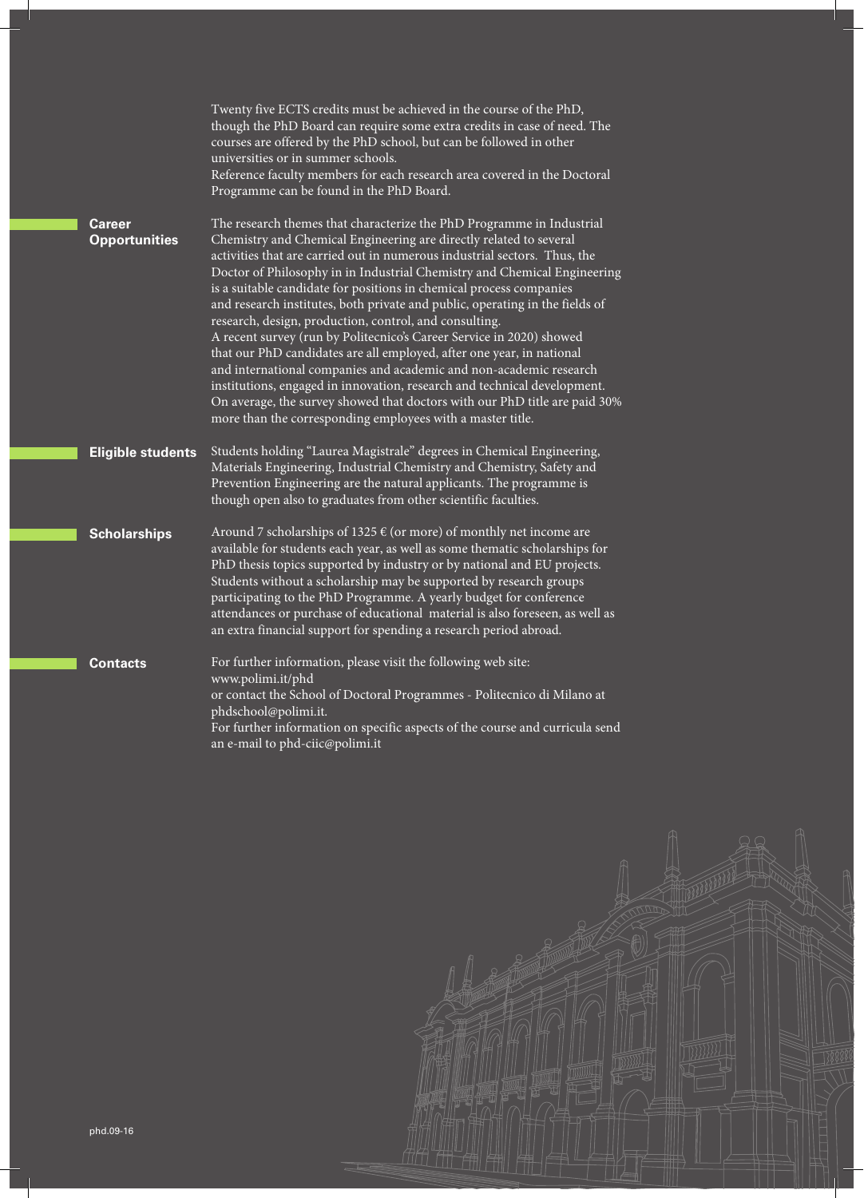Twenty five ECTS credits must be achieved in the course of the PhD, though the PhD Board can require some extra credits in case of need. The courses are offered by the PhD school, but can be followed in other universities or in summer schools.
Reference faculty members for each research area covered in the Doctoral Programme can be found in the PhD Board.

## Career Opportunities

The research themes that characterize the PhD Programme in Industrial Chemistry and Chemical Engineering are directly related to several activities that are carried out in numerous industrial sectors. Thus, the Doctor of Philosophy in in Industrial Chemistry and Chemical Engineering is a suitable candidate for positions in chemical process companies and research institutes, both private and public, operating in the fields of research, design, production, control, and consulting.
A recent survey (run by Politecnico's Career Service in 2020) showed that our PhD candidates are all employed, after one year, in national and international companies and academic and non-academic research institutions, engaged in innovation, research and technical development. On average, the survey showed that doctors with our PhD title are paid 30% more than the corresponding employees with a master title.

## Eligible students

Students holding "Laurea Magistrale" degrees in Chemical Engineering, Materials Engineering, Industrial Chemistry and Chemistry, Safety and Prevention Engineering are the natural applicants. The programme is though open also to graduates from other scientific faculties.

## Scholarships

Around 7 scholarships of 1325 € (or more) of monthly net income are available for students each year, as well as some thematic scholarships for PhD thesis topics supported by industry or by national and EU projects. Students without a scholarship may be supported by research groups participating to the PhD Programme. A yearly budget for conference attendances or purchase of educational material is also foreseen, as well as an extra financial support for spending a research period abroad.

## Contacts

For further information, please visit the following web site:
www.polimi.it/phd
or contact the School of Doctoral Programmes - Politecnico di Milano at phdschool@polimi.it.
For further information on specific aspects of the course and curricula send an e-mail to phd-ciic@polimi.it

phd.09-16